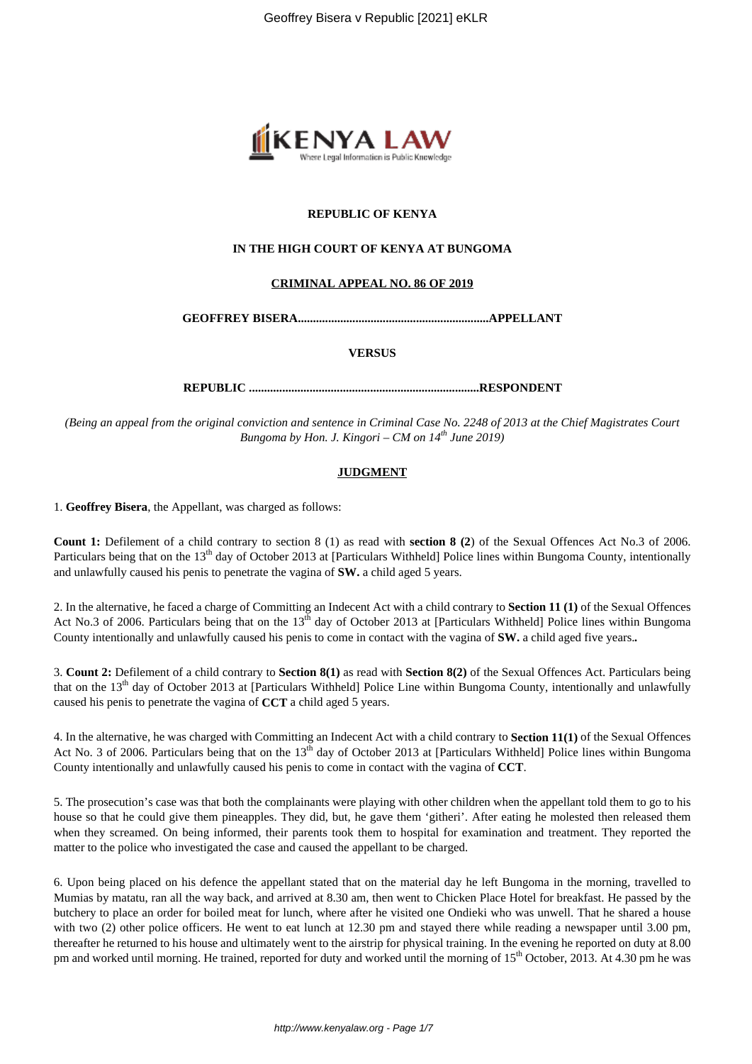**REPUBLIC OF KENYA**

**IN THE HIGH COURT OF KENYA AT BUNGOMA**

**CRIMINAL APPEAL NO. 86 OF 2019**

**GEOFFREY BISERA...............................................................APPELLANT**

**VERSUS**

**REPUBLIC ...........................................................................RESPONDENT**

*(Being an appeal from the original conviction and sentence in Criminal Case No. 2248 of 2013 at the Chief Magistrates Court Bungoma by Hon. J. Kingori – CM on 14th June 2019)*

**JUDGMENT**

1. **Geoffrey Bisera**, the Appellant, was charged as follows:

**Count 1:** Defilement of a child contrary to section 8 (1) as read with **section 8 (2**) of the Sexual Offences Act No.3 of 2006. Particulars being that on the 13th day of October 2013 at [Particulars Withheld] Police lines within Bungoma County, intentionally and unlawfully caused his penis to penetrate the vagina of **SW.** a child aged 5 years.

2. In the alternative, he faced a charge of Committing an Indecent Act with a child contrary to **Section 11 (1)** of the Sexual Offences Act No.3 of 2006. Particulars being that on the 13th day of October 2013 at [Particulars Withheld] Police lines within Bungoma County intentionally and unlawfully caused his penis to come in contact with the vagina of **SW.** a child aged five years.**.**

3. **Count 2:** Defilement of a child contrary to **Section 8(1)** as read with **Section 8(2)** of the Sexual Offences Act. Particulars being that on the 13th day of October 2013 at [Particulars Withheld] Police Line within Bungoma County, intentionally and unlawfully caused his penis to penetrate the vagina of **CCT** a child aged 5 years.

4. In the alternative, he was charged with Committing an Indecent Act with a child contrary to **Section 11(1)** of the Sexual Offences Act No. 3 of 2006. Particulars being that on the 13th day of October 2013 at [Particulars Withheld] Police lines within Bungoma County intentionally and unlawfully caused his penis to come in contact with the vagina of **CCT**.

5. The prosecution's case was that both the complainants were playing with other children when the appellant told them to go to his house so that he could give them pineapples. They did, but, he gave them 'githeri'. After eating he molested then released them when they screamed. On being informed, their parents took them to hospital for examination and treatment. They reported the matter to the police who investigated the case and caused the appellant to be charged.

6. Upon being placed on his defence the appellant stated that on the material day he left Bungoma in the morning, travelled to Mumias by matatu, ran all the way back, and arrived at 8.30 am, then went to Chicken Place Hotel for breakfast. He passed by the butchery to place an order for boiled meat for lunch, where after he visited one Ondieki who was unwell. That he shared a house with two (2) other police officers. He went to eat lunch at 12.30 pm and stayed there while reading a newspaper until 3.00 pm, thereafter he returned to his house and ultimately went to the airstrip for physical training. In the evening he reported on duty at 8.00 pm and worked until morning. He trained, reported for duty and worked until the morning of 15th October, 2013. At 4.30 pm he was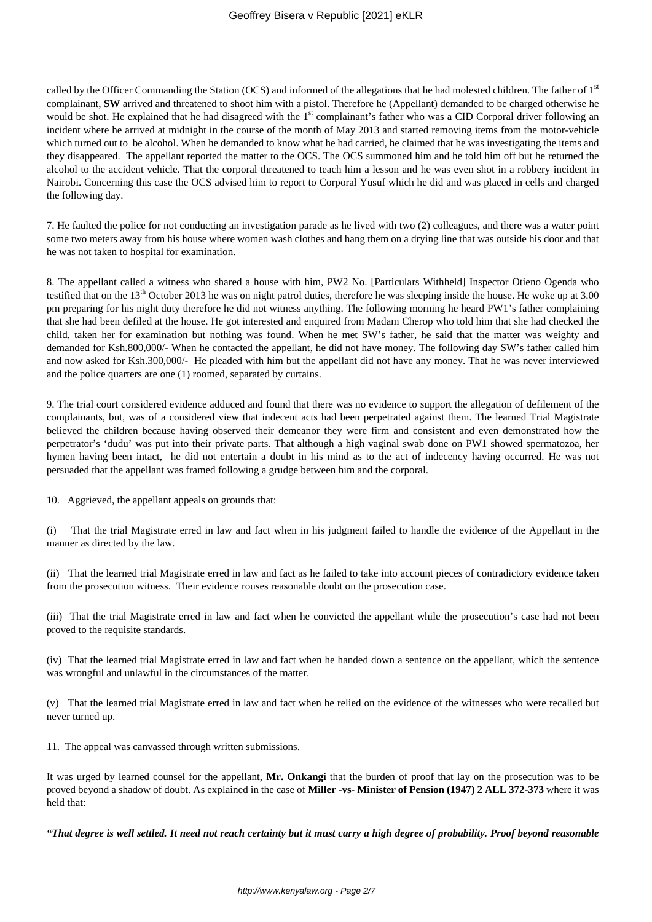called by the Officer Commanding the Station (OCS) and informed of the allegations that he had molested children. The father of 1st complainant, **SW** arrived and threatened to shoot him with a pistol. Therefore he (Appellant) demanded to be charged otherwise he would be shot. He explained that he had disagreed with the 1st complainant's father who was a CID Corporal driver following an incident where he arrived at midnight in the course of the month of May 2013 and started removing items from the motor-vehicle which turned out to be alcohol. When he demanded to know what he had carried, he claimed that he was investigating the items and they disappeared. The appellant reported the matter to the OCS. The OCS summoned him and he told him off but he returned the alcohol to the accident vehicle. That the corporal threatened to teach him a lesson and he was even shot in a robbery incident in Nairobi. Concerning this case the OCS advised him to report to Corporal Yusuf which he did and was placed in cells and charged the following day.

7. He faulted the police for not conducting an investigation parade as he lived with two (2) colleagues, and there was a water point some two meters away from his house where women wash clothes and hang them on a drying line that was outside his door and that he was not taken to hospital for examination.

8. The appellant called a witness who shared a house with him, PW2 No. [Particulars Withheld] Inspector Otieno Ogenda who testified that on the 13th October 2013 he was on night patrol duties, therefore he was sleeping inside the house. He woke up at 3.00 pm preparing for his night duty therefore he did not witness anything. The following morning he heard PW1's father complaining that she had been defiled at the house. He got interested and enquired from Madam Cherop who told him that she had checked the child, taken her for examination but nothing was found. When he met SW's father, he said that the matter was weighty and demanded for Ksh.800,000/- When he contacted the appellant, he did not have money. The following day SW's father called him and now asked for Ksh.300,000/- He pleaded with him but the appellant did not have any money. That he was never interviewed and the police quarters are one (1) roomed, separated by curtains.

9. The trial court considered evidence adduced and found that there was no evidence to support the allegation of defilement of the complainants, but, was of a considered view that indecent acts had been perpetrated against them. The learned Trial Magistrate believed the children because having observed their demeanor they were firm and consistent and even demonstrated how the perpetrator's 'dudu' was put into their private parts. That although a high vaginal swab done on PW1 showed spermatozoa, her hymen having been intact, he did not entertain a doubt in his mind as to the act of indecency having occurred. He was not persuaded that the appellant was framed following a grudge between him and the corporal.

10. Aggrieved, the appellant appeals on grounds that:

(i) That the trial Magistrate erred in law and fact when in his judgment failed to handle the evidence of the Appellant in the manner as directed by the law.

(ii) That the learned trial Magistrate erred in law and fact as he failed to take into account pieces of contradictory evidence taken from the prosecution witness. Their evidence rouses reasonable doubt on the prosecution case.

(iii) That the trial Magistrate erred in law and fact when he convicted the appellant while the prosecution's case had not been proved to the requisite standards.

(iv) That the learned trial Magistrate erred in law and fact when he handed down a sentence on the appellant, which the sentence was wrongful and unlawful in the circumstances of the matter.

(v) That the learned trial Magistrate erred in law and fact when he relied on the evidence of the witnesses who were recalled but never turned up.

11. The appeal was canvassed through written submissions.

It was urged by learned counsel for the appellant, **Mr. Onkangi** that the burden of proof that lay on the prosecution was to be proved beyond a shadow of doubt. As explained in the case of **Miller -vs- Minister of Pension (1947) 2 ALL 372-373** where it was held that:

***"That degree is well settled. It need not reach certainty but it must carry a high degree of probability. Proof beyond reasonable***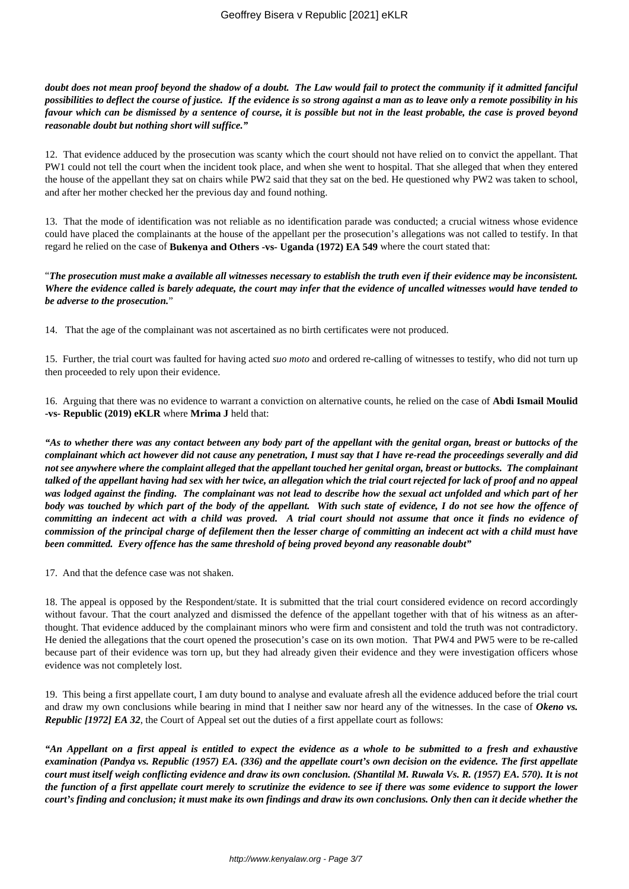***doubt does not mean proof beyond the shadow of a doubt. The Law would fail to protect the community if it admitted fanciful possibilities to deflect the course of justice. If the evidence is so strong against a man as to leave only a remote possibility in his favour which can be dismissed by a sentence of course, it is possible but not in the least probable, the case is proved beyond reasonable doubt but nothing short will suffice."***

12. That evidence adduced by the prosecution was scanty which the court should not have relied on to convict the appellant. That PW1 could not tell the court when the incident took place, and when she went to hospital. That she alleged that when they entered the house of the appellant they sat on chairs while PW2 said that they sat on the bed. He questioned why PW2 was taken to school, and after her mother checked her the previous day and found nothing.

13. That the mode of identification was not reliable as no identification parade was conducted; a crucial witness whose evidence could have placed the complainants at the house of the appellant per the prosecution's allegations was not called to testify. In that regard he relied on the case of **Bukenya and Others -vs- Uganda (1972) EA 549** where the court stated that:

"***The prosecution must make a available all witnesses necessary to establish the truth even if their evidence may be inconsistent. Where the evidence called is barely adequate, the court may infer that the evidence of uncalled witnesses would have tended to be adverse to the prosecution.***"

14. That the age of the complainant was not ascertained as no birth certificates were not produced.

15. Further, the trial court was faulted for having acted *suo moto* and ordered re-calling of witnesses to testify, who did not turn up then proceeded to rely upon their evidence.

16. Arguing that there was no evidence to warrant a conviction on alternative counts, he relied on the case of **Abdi Ismail Moulid -vs- Republic (2019) eKLR** where **Mrima J** held that:

***"As to whether there was any contact between any body part of the appellant with the genital organ, breast or buttocks of the complainant which act however did not cause any penetration, I must say that I have re-read the proceedings severally and did not see anywhere where the complaint alleged that the appellant touched her genital organ, breast or buttocks. The complainant talked of the appellant having had sex with her twice, an allegation which the trial court rejected for lack of proof and no appeal was lodged against the finding. The complainant was not lead to describe how the sexual act unfolded and which part of her body was touched by which part of the body of the appellant. With such state of evidence, I do not see how the offence of committing an indecent act with a child was proved. A trial court should not assume that once it finds no evidence of commission of the principal charge of defilement then the lesser charge of committing an indecent act with a child must have been committed. Every offence has the same threshold of being proved beyond any reasonable doubt"***

17. And that the defence case was not shaken.

18. The appeal is opposed by the Respondent/state. It is submitted that the trial court considered evidence on record accordingly without favour. That the court analyzed and dismissed the defence of the appellant together with that of his witness as an afterthought. That evidence adduced by the complainant minors who were firm and consistent and told the truth was not contradictory. He denied the allegations that the court opened the prosecution's case on its own motion. That PW4 and PW5 were to be re-called because part of their evidence was torn up, but they had already given their evidence and they were investigation officers whose evidence was not completely lost.

19. This being a first appellate court, I am duty bound to analyse and evaluate afresh all the evidence adduced before the trial court and draw my own conclusions while bearing in mind that I neither saw nor heard any of the witnesses. In the case of ***Okeno vs. Republic [1972] EA 32***, the Court of Appeal set out the duties of a first appellate court as follows:

***"An Appellant on a first appeal is entitled to expect the evidence as a whole to be submitted to a fresh and exhaustive examination (Pandya vs. Republic (1957) EA. (336) and the appellate court's own decision on the evidence. The first appellate court must itself weigh conflicting evidence and draw its own conclusion. (Shantilal M. Ruwala Vs. R. (1957) EA. 570). It is not the function of a first appellate court merely to scrutinize the evidence to see if there was some evidence to support the lower court's finding and conclusion; it must make its own findings and draw its own conclusions. Only then can it decide whether the***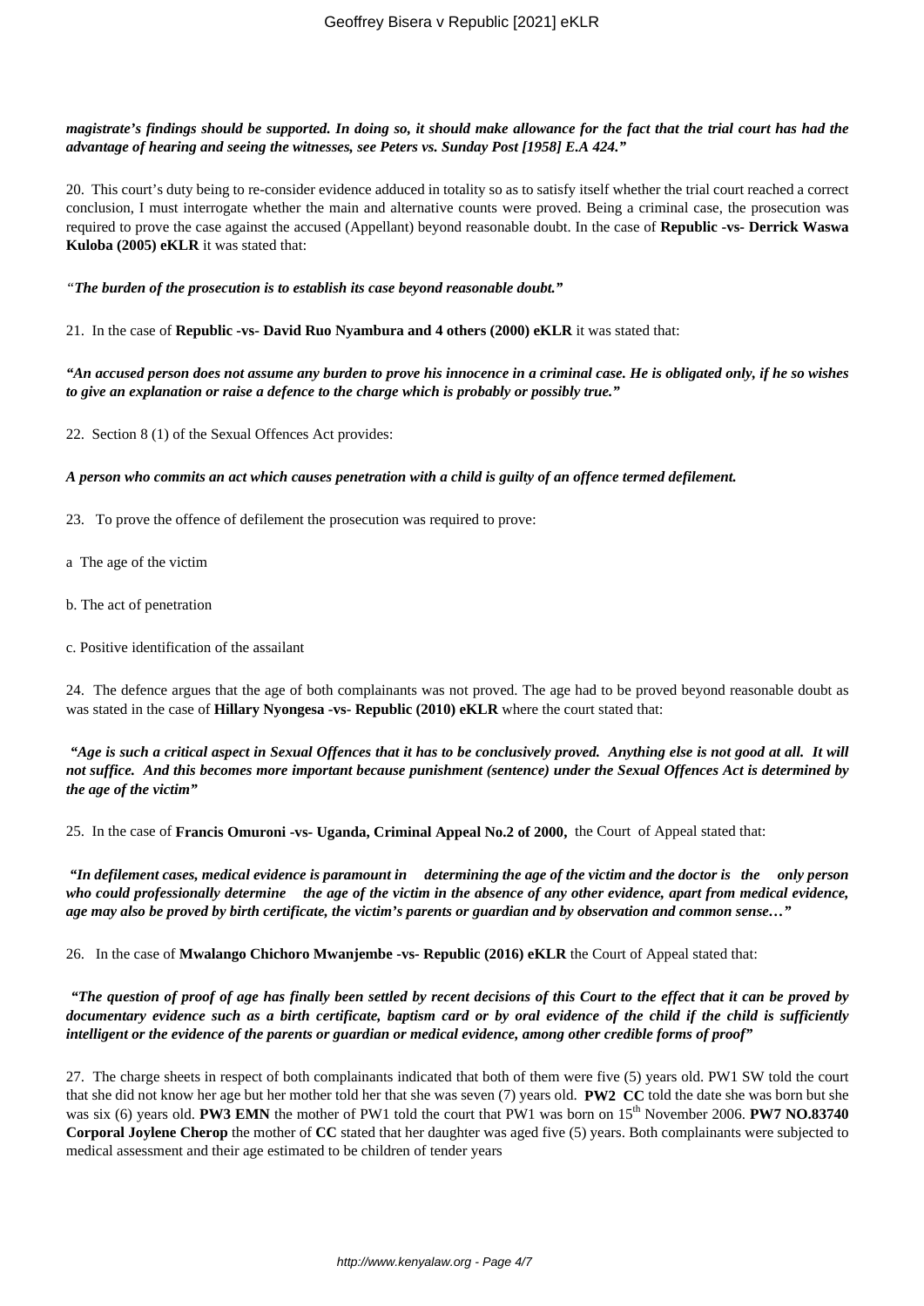***magistrate's findings should be supported. In doing so, it should make allowance for the fact that the trial court has had the advantage of hearing and seeing the witnesses, see Peters vs. Sunday Post [1958] E.A 424."***

20. This court's duty being to re-consider evidence adduced in totality so as to satisfy itself whether the trial court reached a correct conclusion, I must interrogate whether the main and alternative counts were proved. Being a criminal case, the prosecution was required to prove the case against the accused (Appellant) beyond reasonable doubt. In the case of **Republic -vs- Derrick Waswa Kuloba (2005) eKLR** it was stated that:

*"**The burden of the prosecution is to establish its case beyond reasonable doubt."***

21. In the case of **Republic -vs- David Ruo Nyambura and 4 others (2000) eKLR** it was stated that:

***"An accused person does not assume any burden to prove his innocence in a criminal case. He is obligated only, if he so wishes to give an explanation or raise a defence to the charge which is probably or possibly true."***

22. Section 8 (1) of the Sexual Offences Act provides:

***A person who commits an act which causes penetration with a child is guilty of an offence termed defilement.***

23. To prove the offence of defilement the prosecution was required to prove:

a The age of the victim

b. The act of penetration

c. Positive identification of the assailant

24. The defence argues that the age of both complainants was not proved. The age had to be proved beyond reasonable doubt as was stated in the case of **Hillary Nyongesa -vs- Republic (2010) eKLR** where the court stated that:

***"Age is such a critical aspect in Sexual Offences that it has to be conclusively proved. Anything else is not good at all. It will not suffice. And this becomes more important because punishment (sentence) under the Sexual Offences Act is determined by the age of the victim"***

25. In the case of **Francis Omuroni -vs- Uganda, Criminal Appeal No.2 of 2000,** the Court of Appeal stated that:

***"In defilement cases, medical evidence is paramount in determining the age of the victim and the doctor is the only person who could professionally determine the age of the victim in the absence of any other evidence, apart from medical evidence, age may also be proved by birth certificate, the victim's parents or guardian and by observation and common sense…"***

26. In the case of **Mwalango Chichoro Mwanjembe -vs- Republic (2016) eKLR** the Court of Appeal stated that:

***"The question of proof of age has finally been settled by recent decisions of this Court to the effect that it can be proved by documentary evidence such as a birth certificate, baptism card or by oral evidence of the child if the child is sufficiently intelligent or the evidence of the parents or guardian or medical evidence, among other credible forms of proof"***

27. The charge sheets in respect of both complainants indicated that both of them were five (5) years old. PW1 SW told the court that she did not know her age but her mother told her that she was seven (7) years old. **PW2 CC** told the date she was born but she was six (6) years old. **PW3 EMN** the mother of PW1 told the court that PW1 was born on 15th November 2006. **PW7 NO.83740 Corporal Joylene Cherop** the mother of **CC** stated that her daughter was aged five (5) years. Both complainants were subjected to medical assessment and their age estimated to be children of tender years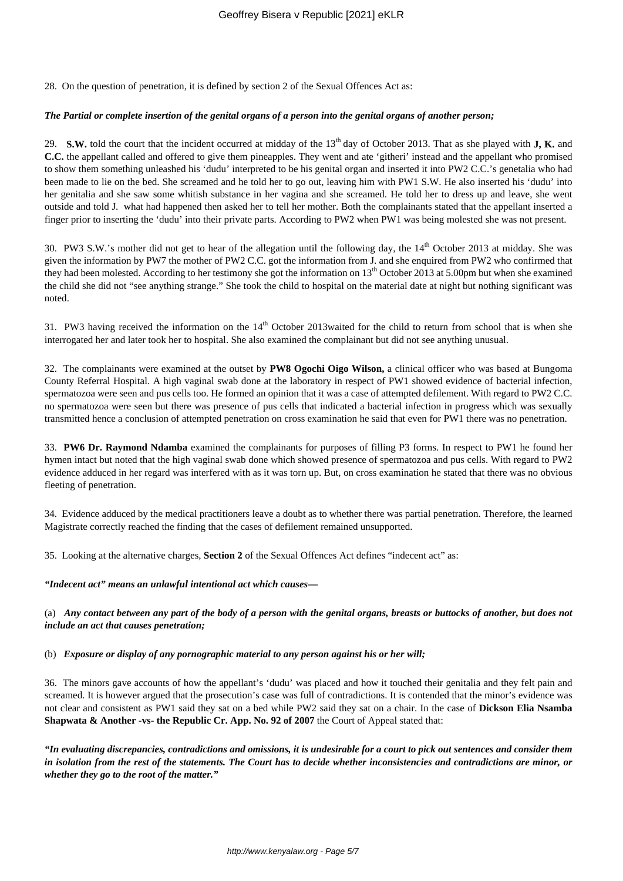28. On the question of penetration, it is defined by section 2 of the Sexual Offences Act as:

***The Partial or complete insertion of the genital organs of a person into the genital organs of another person;***

29. **S.W.** told the court that the incident occurred at midday of the 13th day of October 2013. That as she played with **J, K.** and **C.C.** the appellant called and offered to give them pineapples. They went and ate 'githeri' instead and the appellant who promised to show them something unleashed his 'dudu' interpreted to be his genital organ and inserted it into PW2 C.C.'s genetalia who had been made to lie on the bed. She screamed and he told her to go out, leaving him with PW1 S.W. He also inserted his 'dudu' into her genitalia and she saw some whitish substance in her vagina and she screamed. He told her to dress up and leave, she went outside and told J. what had happened then asked her to tell her mother. Both the complainants stated that the appellant inserted a finger prior to inserting the 'dudu' into their private parts. According to PW2 when PW1 was being molested she was not present.

30. PW3 S.W.'s mother did not get to hear of the allegation until the following day, the 14th October 2013 at midday. She was given the information by PW7 the mother of PW2 C.C. got the information from J. and she enquired from PW2 who confirmed that they had been molested. According to her testimony she got the information on 13th October 2013 at 5.00pm but when she examined the child she did not "see anything strange." She took the child to hospital on the material date at night but nothing significant was noted.

31. PW3 having received the information on the 14th October 2013waited for the child to return from school that is when she interrogated her and later took her to hospital. She also examined the complainant but did not see anything unusual.

32. The complainants were examined at the outset by **PW8 Ogochi Oigo Wilson,** a clinical officer who was based at Bungoma County Referral Hospital. A high vaginal swab done at the laboratory in respect of PW1 showed evidence of bacterial infection, spermatozoa were seen and pus cells too. He formed an opinion that it was a case of attempted defilement. With regard to PW2 C.C. no spermatozoa were seen but there was presence of pus cells that indicated a bacterial infection in progress which was sexually transmitted hence a conclusion of attempted penetration on cross examination he said that even for PW1 there was no penetration.

33. **PW6 Dr. Raymond Ndamba** examined the complainants for purposes of filling P3 forms. In respect to PW1 he found her hymen intact but noted that the high vaginal swab done which showed presence of spermatozoa and pus cells. With regard to PW2 evidence adduced in her regard was interfered with as it was torn up. But, on cross examination he stated that there was no obvious fleeting of penetration.

34. Evidence adduced by the medical practitioners leave a doubt as to whether there was partial penetration. Therefore, the learned Magistrate correctly reached the finding that the cases of defilement remained unsupported.

35. Looking at the alternative charges, **Section 2** of the Sexual Offences Act defines "indecent act" as:

***"Indecent act" means an unlawful intentional act which causes—***

(a) ***Any contact between any part of the body of a person with the genital organs, breasts or buttocks of another, but does not include an act that causes penetration;***

(b) ***Exposure or display of any pornographic material to any person against his or her will;***

36. The minors gave accounts of how the appellant's 'dudu' was placed and how it touched their genitalia and they felt pain and screamed. It is however argued that the prosecution's case was full of contradictions. It is contended that the minor's evidence was not clear and consistent as PW1 said they sat on a bed while PW2 said they sat on a chair. In the case of **Dickson Elia Nsamba Shapwata & Another -vs- the Republic Cr. App. No. 92 of 2007** the Court of Appeal stated that:

***"In evaluating discrepancies, contradictions and omissions, it is undesirable for a court to pick out sentences and consider them in isolation from the rest of the statements. The Court has to decide whether inconsistencies and contradictions are minor, or whether they go to the root of the matter."***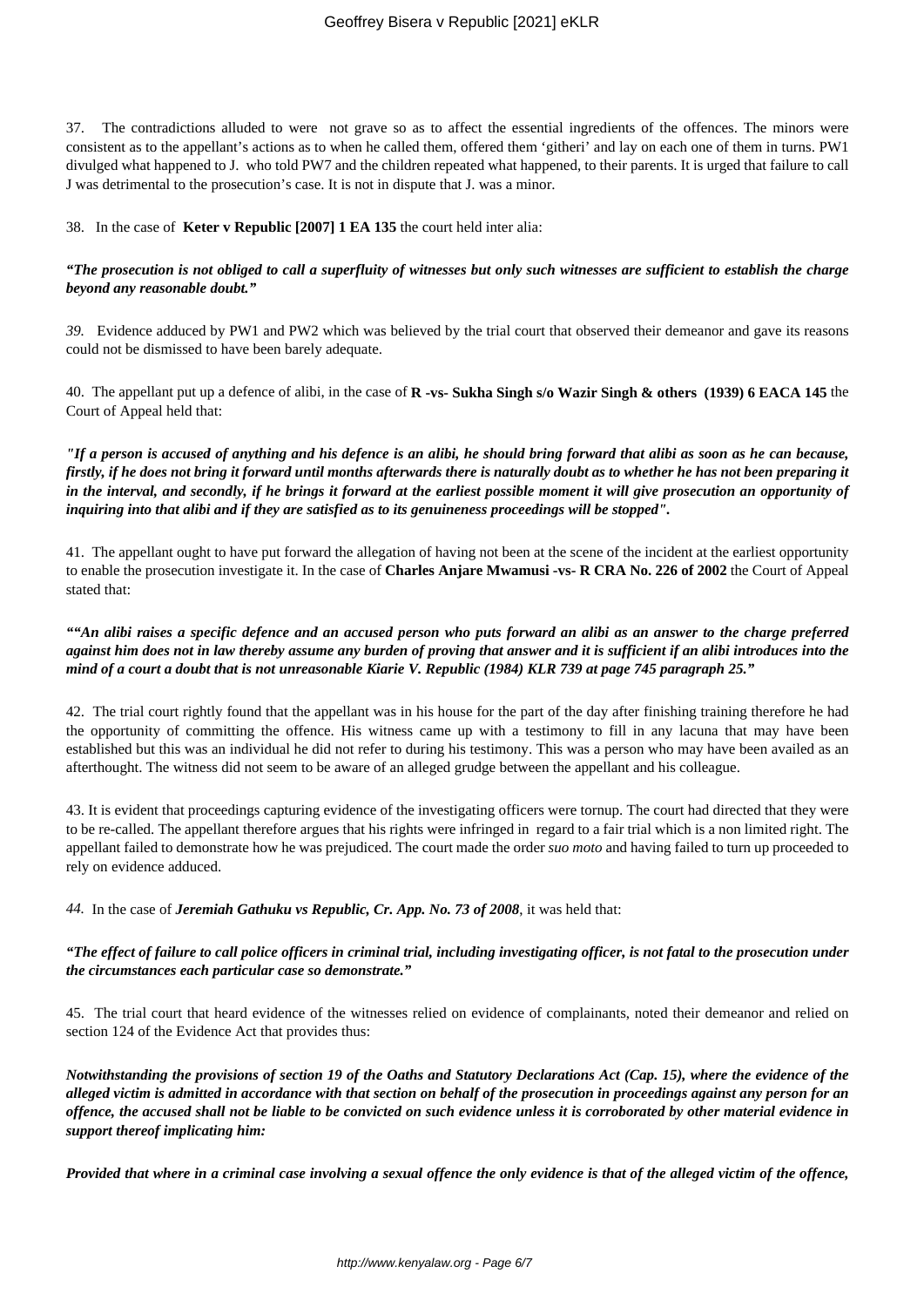37. The contradictions alluded to were not grave so as to affect the essential ingredients of the offences. The minors were consistent as to the appellant's actions as to when he called them, offered them 'githeri' and lay on each one of them in turns. PW1 divulged what happened to J. who told PW7 and the children repeated what happened, to their parents. It is urged that failure to call J was detrimental to the prosecution's case. It is not in dispute that J. was a minor.

38. In the case of **Keter v Republic [2007] 1 EA 135** the court held inter alia:

***"The prosecution is not obliged to call a superfluity of witnesses but only such witnesses are sufficient to establish the charge beyond any reasonable doubt."***

*39.* Evidence adduced by PW1 and PW2 which was believed by the trial court that observed their demeanor and gave its reasons could not be dismissed to have been barely adequate.

40. The appellant put up a defence of alibi, in the case of **R -vs- Sukha Singh s/o Wazir Singh & others (1939) 6 EACA 145** the Court of Appeal held that:

***"If a person is accused of anything and his defence is an alibi, he should bring forward that alibi as soon as he can because, firstly, if he does not bring it forward until months afterwards there is naturally doubt as to whether he has not been preparing it in the interval, and secondly, if he brings it forward at the earliest possible moment it will give prosecution an opportunity of inquiring into that alibi and if they are satisfied as to its genuineness proceedings will be stopped".***

41. The appellant ought to have put forward the allegation of having not been at the scene of the incident at the earliest opportunity to enable the prosecution investigate it. In the case of **Charles Anjare Mwamusi -vs- R CRA No. 226 of 2002** the Court of Appeal stated that:

***""An alibi raises a specific defence and an accused person who puts forward an alibi as an answer to the charge preferred against him does not in law thereby assume any burden of proving that answer and it is sufficient if an alibi introduces into the mind of a court a doubt that is not unreasonable Kiarie V. Republic (1984) KLR 739 at page 745 paragraph 25."***

42. The trial court rightly found that the appellant was in his house for the part of the day after finishing training therefore he had the opportunity of committing the offence. His witness came up with a testimony to fill in any lacuna that may have been established but this was an individual he did not refer to during his testimony. This was a person who may have been availed as an afterthought. The witness did not seem to be aware of an alleged grudge between the appellant and his colleague.

43. It is evident that proceedings capturing evidence of the investigating officers were tornup. The court had directed that they were to be re-called. The appellant therefore argues that his rights were infringed in regard to a fair trial which is a non limited right. The appellant failed to demonstrate how he was prejudiced. The court made the order *suo moto* and having failed to turn up proceeded to rely on evidence adduced.

*44.* In the case of ***Jeremiah Gathuku vs Republic, Cr. App. No. 73 of 2008***, it was held that:

***"The effect of failure to call police officers in criminal trial, including investigating officer, is not fatal to the prosecution under the circumstances each particular case so demonstrate."***

45. The trial court that heard evidence of the witnesses relied on evidence of complainants, noted their demeanor and relied on section 124 of the Evidence Act that provides thus:

***Notwithstanding the provisions of section 19 of the Oaths and Statutory Declarations Act (Cap. 15), where the evidence of the alleged victim is admitted in accordance with that section on behalf of the prosecution in proceedings against any person for an offence, the accused shall not be liable to be convicted on such evidence unless it is corroborated by other material evidence in support thereof implicating him:***

***Provided that where in a criminal case involving a sexual offence the only evidence is that of the alleged victim of the offence,***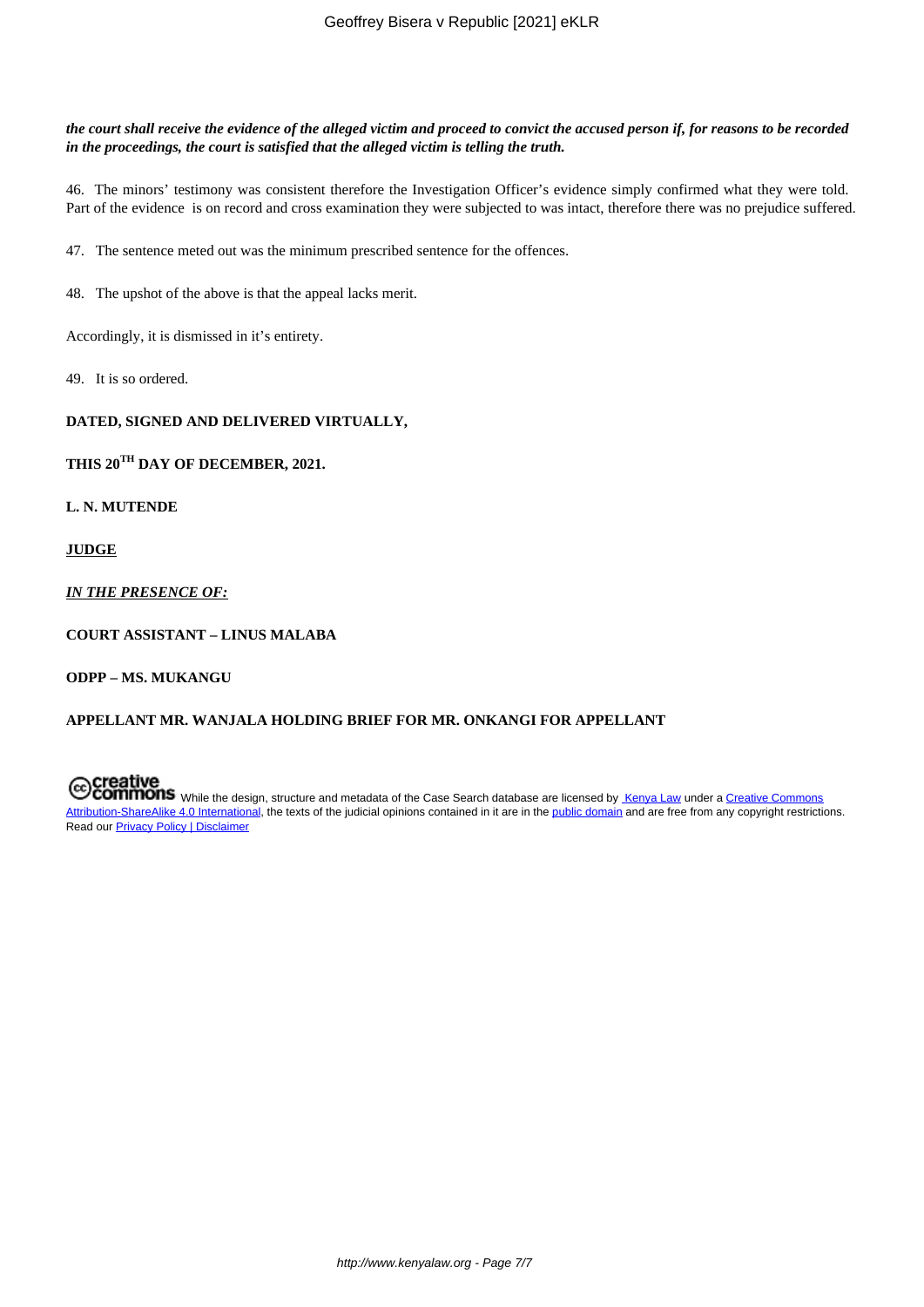***the court shall receive the evidence of the alleged victim and proceed to convict the accused person if, for reasons to be recorded in the proceedings, the court is satisfied that the alleged victim is telling the truth.***

46. The minors' testimony was consistent therefore the Investigation Officer's evidence simply confirmed what they were told. Part of the evidence is on record and cross examination they were subjected to was intact, therefore there was no prejudice suffered.

47. The sentence meted out was the minimum prescribed sentence for the offences.

48. The upshot of the above is that the appeal lacks merit.

Accordingly, it is dismissed in it's entirety.

49. It is so ordered.

**DATED, SIGNED AND DELIVERED VIRTUALLY,**

**THIS 20TH DAY OF DECEMBER, 2021.**

**L. N. MUTENDE**

**JUDGE**

***IN THE PRESENCE OF:***

**COURT ASSISTANT – LINUS MALABA**

**ODPP – MS. MUKANGU**

**APPELLANT MR. WANJALA HOLDING BRIEF FOR MR. ONKANGI FOR APPELLANT**

creative commons While the design, structure and metadata of the Case Search database are licensed by Kenya Law under a Creative Commons Attribution-ShareAlike 4.0 International, the texts of the judicial opinions contained in it are in the public domain and are free from any copyright restrictions. Read our Privacy Policy | Disclaimer